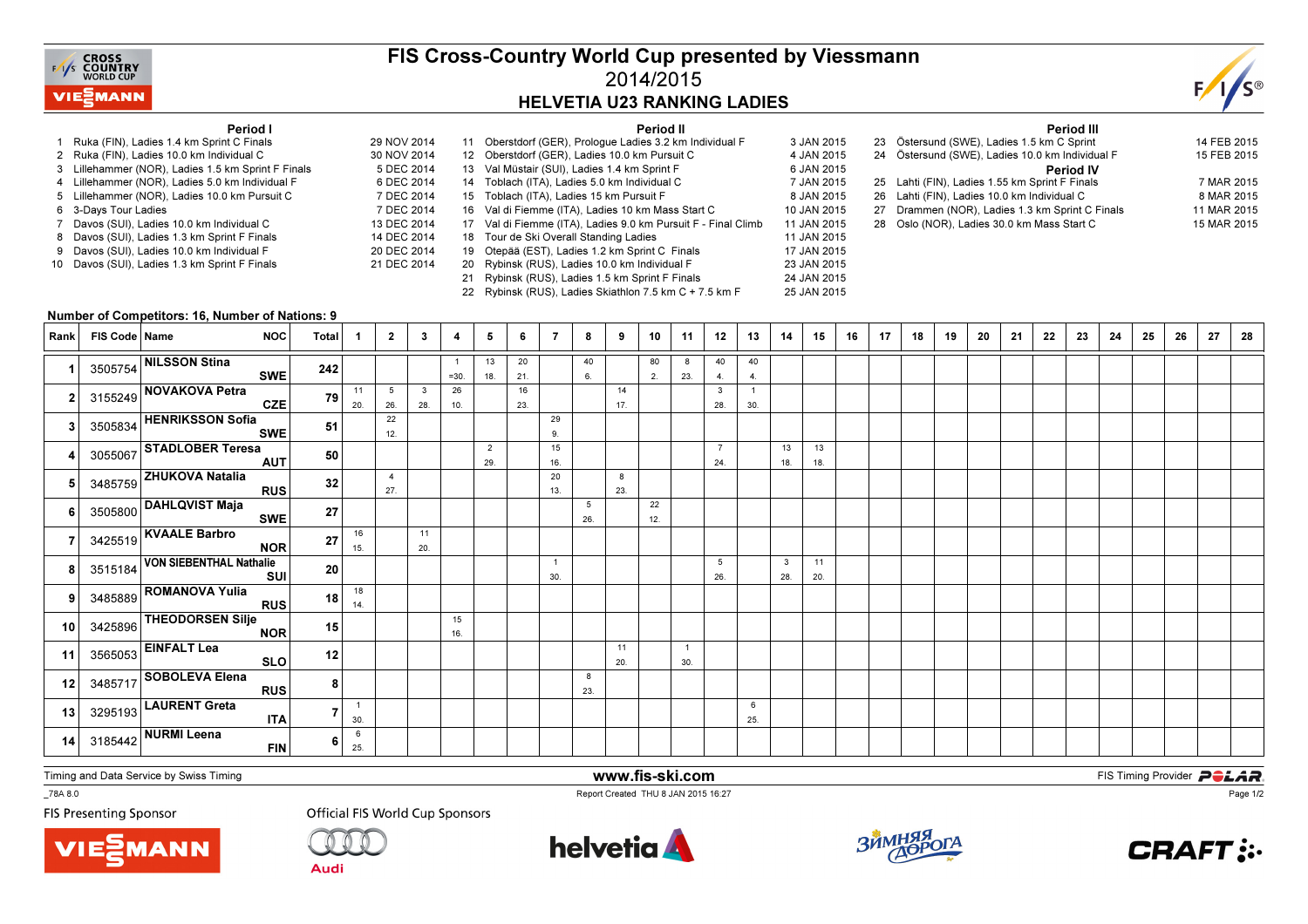# FIS Cross-Country World Cup presented by Viessmann

## 2014/2015

## HELVETIA U23 RANKING LADIES

### Period I

1. Ruka (FIN), Ladies 1.4 km Sprint C Finals — 29 NOV 2014
2. Ruka (FIN), Ladies 10.0 km Individual C — 30 NOV 2014
3. Lillehammer (NOR), Ladies 1.5 km Sprint F Finals — 5 DEC 2014
4. Lillehammer (NOR), Ladies 5.0 km Individual F — 6 DEC 2014
5. Lillehammer (NOR), Ladies 10.0 km Pursuit C — 7 DEC 2014
6. 3-Days Tour Ladies — 7 DEC 2014
7. Davos (SUI), Ladies 10.0 km Individual C — 13 DEC 2014
8. Davos (SUI), Ladies 1.3 km Sprint F Finals — 14 DEC 2014
9. Davos (SUI), Ladies 10.0 km Individual F — 20 DEC 2014
10. Davos (SUI), Ladies 1.3 km Sprint F Finals — 21 DEC 2014

### Period II

11. Oberstdorf (GER), Prologue Ladies 3.2 km Individual F — 3 JAN 2015
12. Oberstdorf (GER), Ladies 10.0 km Pursuit C — 4 JAN 2015
13. Val Müstair (SUI), Ladies 1.4 km Sprint F — 6 JAN 2015
14. Toblach (ITA), Ladies 5.0 km Individual C — 7 JAN 2015
15. Toblach (ITA), Ladies 15 km Pursuit F — 8 JAN 2015
16. Val di Fiemme (ITA), Ladies 10 km Mass Start C — 10 JAN 2015
17. Val di Fiemme (ITA), Ladies 9.0 km Pursuit F - Final Climb — 11 JAN 2015
18. Tour de Ski Overall Standing Ladies — 11 JAN 2015
19. Otepää (EST), Ladies 1.2 km Sprint C Finals — 17 JAN 2015
20. Rybinsk (RUS), Ladies 10.0 km Individual F — 23 JAN 2015
21. Rybinsk (RUS), Ladies 1.5 km Sprint F Finals — 24 JAN 2015
22. Rybinsk (RUS), Ladies Skiathlon 7.5 km C + 7.5 km F — 25 JAN 2015

### Period III

23. Östersund (SWE), Ladies 1.5 km C Sprint — 14 FEB 2015
24. Östersund (SWE), Ladies 10.0 km Individual F — 15 FEB 2015

### Period IV

25. Lahti (FIN), Ladies 1.55 km Sprint F Finals — 7 MAR 2015
26. Lahti (FIN), Ladies 10.0 km Individual C — 8 MAR 2015
27. Drammen (NOR), Ladies 1.3 km Sprint C Finals — 11 MAR 2015
28. Oslo (NOR), Ladies 30.0 km Mass Start C — 15 MAR 2015

**Number of Competitors: 16, Number of Nations: 9**

| Rank | FIS Code | Name | NOC | Total | 1 | 2 | 3 | 4 | 5 | 6 | 7 | 8 | 9 | 10 | 11 | 12 | 13 | 14 | 15 | 16 | 17 | 18 | 19 | 20 | 21 | 22 | 23 | 24 | 25 | 26 | 27 | 28 |
|---|---|---|---|---|---|---|---|---|---|---|---|---|---|---|---|---|---|---|---|---|---|---|---|---|---|---|---|---|---|---|---|---|
| 1 | 3505754 | NILSSON Stina | SWE | 242 | | | | 1 (=30.) | 13 (18.) | 20 (21.) | | 40 (6.) | | 80 (2.) | 8 (23.) | 40 (4.) | 40 (4.) | | | | | | | | | | | | | | | |
| 2 | 3155249 | NOVAKOVA Petra | CZE | 79 | 11 (20.) | 5 (26.) | 3 (28.) | 26 (10.) | | 16 (23.) | | | 14 (17.) | | | 3 (28.) | 1 (30.) | | | | | | | | | | | | | | | |
| 3 | 3505834 | HENRIKSSON Sofia | SWE | 51 | | 22 (12.) | | | | | 29 (9.) | | | | | | | | | | | | | | | | | | | | | |
| 4 | 3055067 | STADLOBER Teresa | AUT | 50 | | | | | 2 (29.) | | 15 (16.) | | | | | 7 (24.) | | 13 (18.) | 13 (18.) | | | | | | | | | | | | | |
| 5 | 3485759 | ZHUKOVA Natalia | RUS | 32 | | 4 (27.) | | | | | 20 (13.) | | 8 (23.) | | | | | | | | | | | | | | | | | | | |
| 6 | 3505800 | DAHLQVIST Maja | SWE | 27 | | | | | | | | 5 (26.) | | 22 (12.) | | | | | | | | | | | | | | | | | | |
| 7 | 3425519 | KVAALE Barbro | NOR | 27 | 16 (15.) | | 11 (20.) | | | | | | | | | | | | | | | | | | | | | | | | | |
| 8 | 3515184 | VON SIEBENTHAL Nathalie | SUI | 20 | | | | | | | 1 (30.) | | | | | 5 (26.) | | 3 (28.) | 11 (20.) | | | | | | | | | | | | | |
| 9 | 3485889 | ROMANOVA Yulia | RUS | 18 | 18 (14.) | | | | | | | | | | | | | | | | | | | | | | | | | | | |
| 10 | 3425896 | THEODORSEN Silje | NOR | 15 | | | | 15 (16.) | | | | | | | | | | | | | | | | | | | | | | | | |
| 11 | 3565053 | EINFALT Lea | SLO | 12 | | | | | | | | | 11 (20.) | | 1 (30.) | | | | | | | | | | | | | | | | | |
| 12 | 3485717 | SOBOLEVA Elena | RUS | 8 | | | | | | | | 8 (23.) | | | | | | | | | | | | | | | | | | | | |
| 13 | 3295193 | LAURENT Greta | ITA | 7 | 1 (30.) | | | | | | | | | | | | 6 (25.) | | | | | | | | | | | | | | | |
| 14 | 3185442 | NURMI Leena | FIN | 6 | 6 (25.) | | | | | | | | | | | | | | | | | | | | | | | | | | | |

Timing and Data Service by Swiss Timing — www.fis-ski.com — FIS Timing Provider POLAR

_78A 8.0 — Report Created THU 8 JAN 2015 16:27

FIS Presenting Sponsor — Official FIS World Cup Sponsors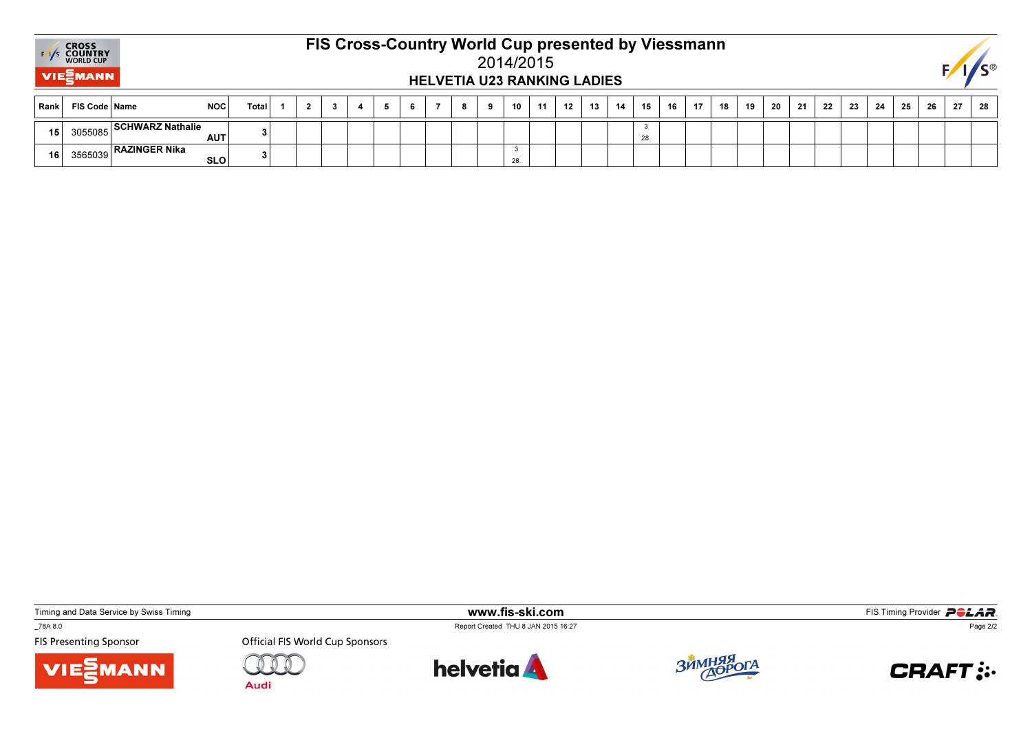# FIS Cross-Country World Cup presented by Viessmann

2014/2015

## HELVETIA U23 RANKING LADIES

| Rank | FIS Code | Name | NOC | Total | 1 | 2 | 3 | 4 | 5 | 6 | 7 | 8 | 9 | 10 | 11 | 12 | 13 | 14 | 15 | 16 | 17 | 18 | 19 | 20 | 21 | 22 | 23 | 24 | 25 | 26 | 27 | 28 |
|---|---|---|---|---|---|---|---|---|---|---|---|---|---|---|---|---|---|---|---|---|---|---|---|---|---|---|---|---|---|---|---|---|
| 15 | 3055085 | SCHWARZ Nathalie | AUT | 3 | | | | | | | | | | | | | | | 3 28. | | | | | | | | | | | | | |
| 16 | 3565039 | RAZINGER Nika | SLO | 3 | | | | | | | | | | 3 28. | | | | | | | | | | | | | | | | | | |

Timing and Data Service by Swiss Timing

www.fis-ski.com

FIS Timing Provider POLAR

_78A 8.0

Report Created THU 8 JAN 2015 16:27

FIS Presenting Sponsor

Official FIS World Cup Sponsors